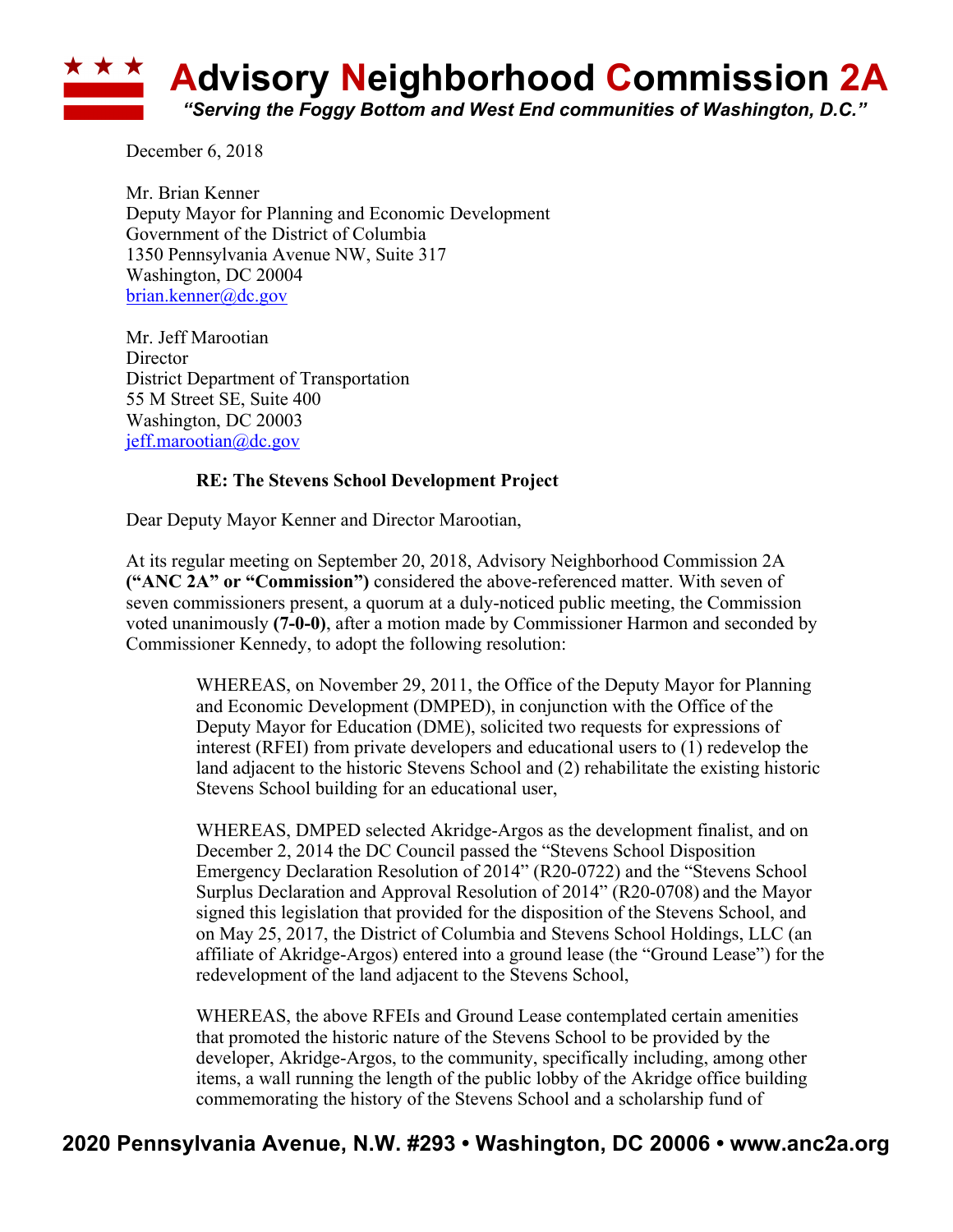# Advisory Neighborhood Commission 2A

*"Serving the Foggy Bottom and West End communities of Washington, D.C."*

December 6, 2018

Mr. Brian Kenner
Deputy Mayor for Planning and Economic Development
Government of the District of Columbia
1350 Pennsylvania Avenue NW, Suite 317
Washington, DC 20004
brian.kenner@dc.gov

Mr. Jeff Marootian
Director
District Department of Transportation
55 M Street SE, Suite 400
Washington, DC 20003
jeff.marootian@dc.gov

**RE: The Stevens School Development Project**

Dear Deputy Mayor Kenner and Director Marootian,

At its regular meeting on September 20, 2018, Advisory Neighborhood Commission 2A **("ANC 2A" or "Commission")** considered the above-referenced matter. With seven of seven commissioners present, a quorum at a duly-noticed public meeting, the Commission voted unanimously **(7-0-0)**, after a motion made by Commissioner Harmon and seconded by Commissioner Kennedy, to adopt the following resolution:

> WHEREAS, on November 29, 2011, the Office of the Deputy Mayor for Planning and Economic Development (DMPED), in conjunction with the Office of the Deputy Mayor for Education (DME), solicited two requests for expressions of interest (RFEI) from private developers and educational users to (1) redevelop the land adjacent to the historic Stevens School and (2) rehabilitate the existing historic Stevens School building for an educational user,
>
> WHEREAS, DMPED selected Akridge-Argos as the development finalist, and on December 2, 2014 the DC Council passed the "Stevens School Disposition Emergency Declaration Resolution of 2014" (R20-0722) and the "Stevens School Surplus Declaration and Approval Resolution of 2014" (R20-0708) and the Mayor signed this legislation that provided for the disposition of the Stevens School, and on May 25, 2017, the District of Columbia and Stevens School Holdings, LLC (an affiliate of Akridge-Argos) entered into a ground lease (the "Ground Lease") for the redevelopment of the land adjacent to the Stevens School,
>
> WHEREAS, the above RFEIs and Ground Lease contemplated certain amenities that promoted the historic nature of the Stevens School to be provided by the developer, Akridge-Argos, to the community, specifically including, among other items, a wall running the length of the public lobby of the Akridge office building commemorating the history of the Stevens School and a scholarship fund of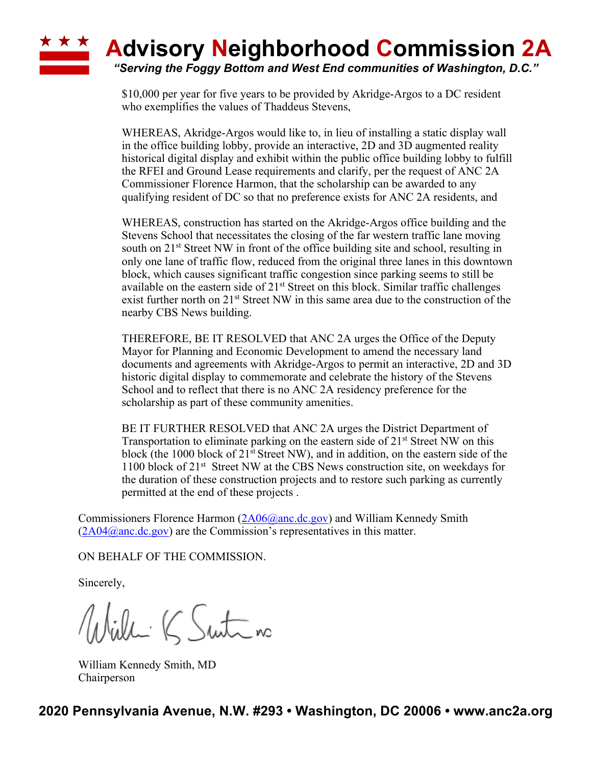# Advisory Neighborhood Commission 2A

*"Serving the Foggy Bottom and West End communities of Washington, D.C."*

$10,000 per year for five years to be provided by Akridge-Argos to a DC resident who exemplifies the values of Thaddeus Stevens,

WHEREAS, Akridge-Argos would like to, in lieu of installing a static display wall in the office building lobby, provide an interactive, 2D and 3D augmented reality historical digital display and exhibit within the public office building lobby to fulfill the RFEI and Ground Lease requirements and clarify, per the request of ANC 2A Commissioner Florence Harmon, that the scholarship can be awarded to any qualifying resident of DC so that no preference exists for ANC 2A residents, and

WHEREAS, construction has started on the Akridge-Argos office building and the Stevens School that necessitates the closing of the far western traffic lane moving south on 21st Street NW in front of the office building site and school, resulting in only one lane of traffic flow, reduced from the original three lanes in this downtown block, which causes significant traffic congestion since parking seems to still be available on the eastern side of 21st Street on this block. Similar traffic challenges exist further north on 21st Street NW in this same area due to the construction of the nearby CBS News building.

THEREFORE, BE IT RESOLVED that ANC 2A urges the Office of the Deputy Mayor for Planning and Economic Development to amend the necessary land documents and agreements with Akridge-Argos to permit an interactive, 2D and 3D historic digital display to commemorate and celebrate the history of the Stevens School and to reflect that there is no ANC 2A residency preference for the scholarship as part of these community amenities.

BE IT FURTHER RESOLVED that ANC 2A urges the District Department of Transportation to eliminate parking on the eastern side of 21st Street NW on this block (the 1000 block of 21st Street NW), and in addition, on the eastern side of the 1100 block of 21st Street NW at the CBS News construction site, on weekdays for the duration of these construction projects and to restore such parking as currently permitted at the end of these projects .

Commissioners Florence Harmon (2A06@anc.dc.gov) and William Kennedy Smith (2A04@anc.dc.gov) are the Commission's representatives in this matter.

ON BEHALF OF THE COMMISSION.

Sincerely,

William Kennedy Smith, MD
Chairperson

2020 Pennsylvania Avenue, N.W. #293 • Washington, DC 20006 • www.anc2a.org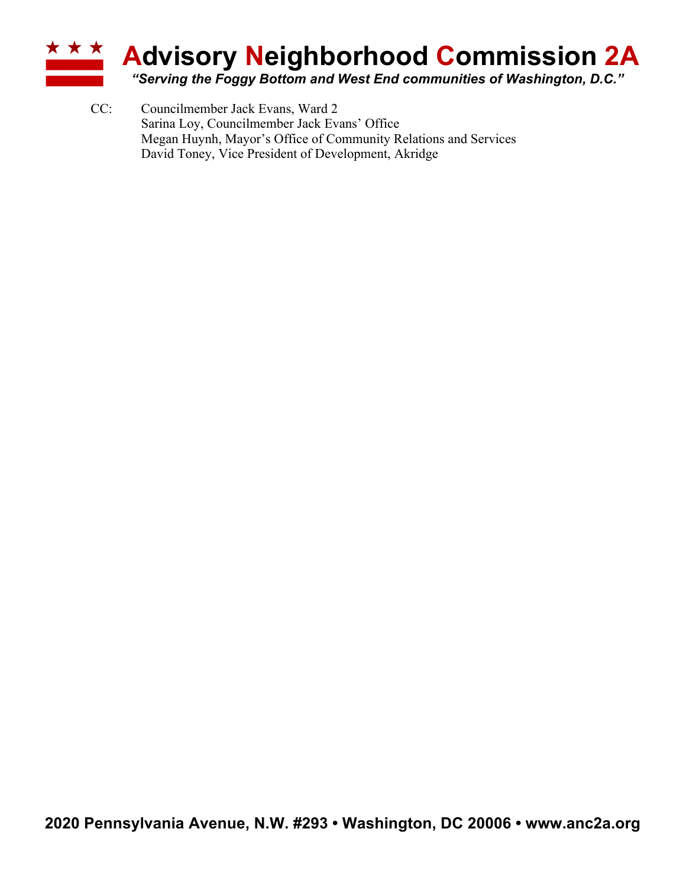CC: Councilmember Jack Evans, Ward 2
Sarina Loy, Councilmember Jack Evans' Office
Megan Huynh, Mayor's Office of Community Relations and Services
David Toney, Vice President of Development, Akridge